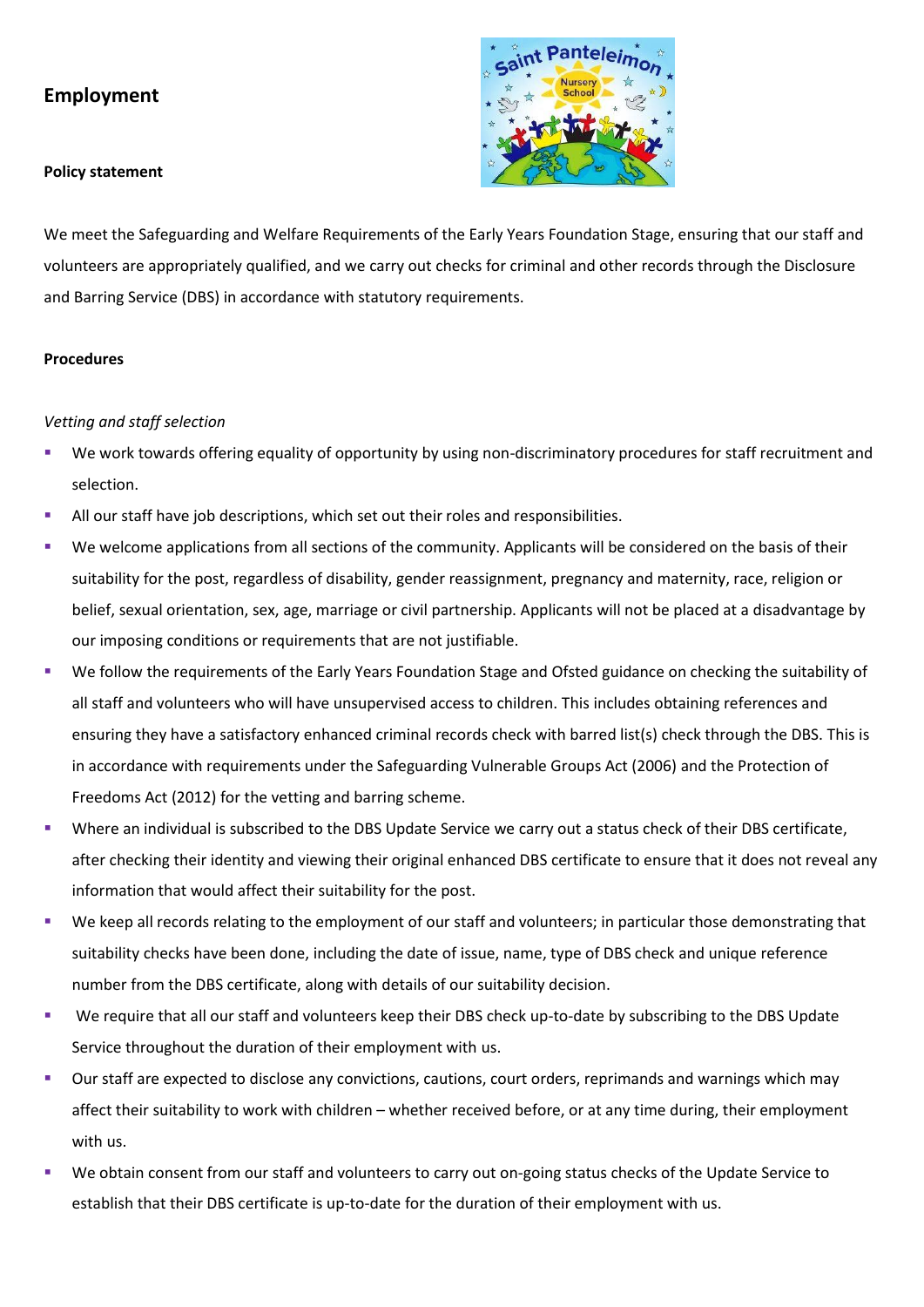# Employment

**Policy statement**

We meet the Safeguarding and Welfare Requirements of the Early Years Foundation Stage, ensuring that our staff and volunteers are appropriately qualified, and we carry out checks for criminal and other records through the Disclosure and Barring Service (DBS) in accordance with statutory requirements.

**Procedures**

*Vetting and staff selection*

- We work towards offering equality of opportunity by using non-discriminatory procedures for staff recruitment and selection.
- All our staff have job descriptions, which set out their roles and responsibilities.
- We welcome applications from all sections of the community. Applicants will be considered on the basis of their suitability for the post, regardless of disability, gender reassignment, pregnancy and maternity, race, religion or belief, sexual orientation, sex, age, marriage or civil partnership. Applicants will not be placed at a disadvantage by our imposing conditions or requirements that are not justifiable.
- We follow the requirements of the Early Years Foundation Stage and Ofsted guidance on checking the suitability of all staff and volunteers who will have unsupervised access to children. This includes obtaining references and ensuring they have a satisfactory enhanced criminal records check with barred list(s) check through the DBS. This is in accordance with requirements under the Safeguarding Vulnerable Groups Act (2006) and the Protection of Freedoms Act (2012) for the vetting and barring scheme.
- Where an individual is subscribed to the DBS Update Service we carry out a status check of their DBS certificate, after checking their identity and viewing their original enhanced DBS certificate to ensure that it does not reveal any information that would affect their suitability for the post.
- We keep all records relating to the employment of our staff and volunteers; in particular those demonstrating that suitability checks have been done, including the date of issue, name, type of DBS check and unique reference number from the DBS certificate, along with details of our suitability decision.
- We require that all our staff and volunteers keep their DBS check up-to-date by subscribing to the DBS Update Service throughout the duration of their employment with us.
- Our staff are expected to disclose any convictions, cautions, court orders, reprimands and warnings which may affect their suitability to work with children – whether received before, or at any time during, their employment with us.
- We obtain consent from our staff and volunteers to carry out on-going status checks of the Update Service to establish that their DBS certificate is up-to-date for the duration of their employment with us.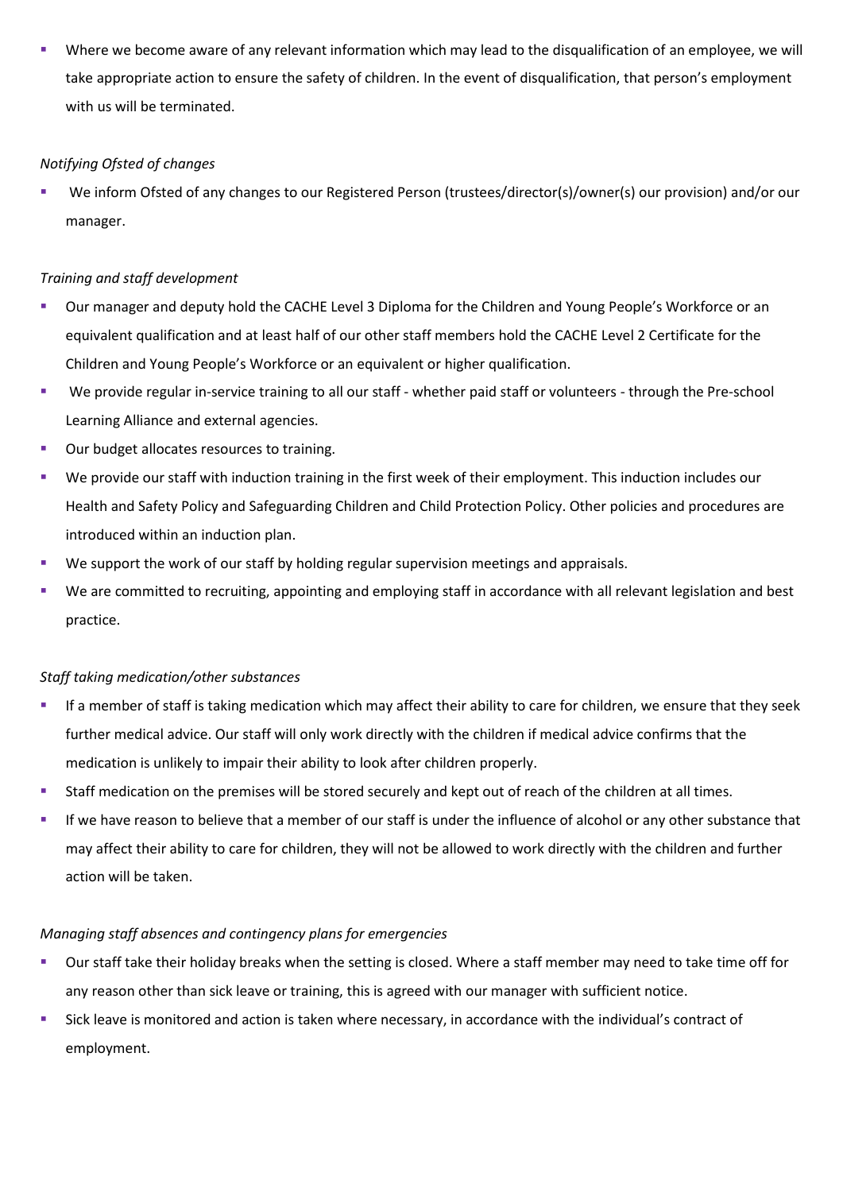- Where we become aware of any relevant information which may lead to the disqualification of an employee, we will take appropriate action to ensure the safety of children. In the event of disqualification, that person's employment with us will be terminated.

*Notifying Ofsted of changes*

- We inform Ofsted of any changes to our Registered Person (trustees/director(s)/owner(s) our provision) and/or our manager.

*Training and staff development*

- Our manager and deputy hold the CACHE Level 3 Diploma for the Children and Young People's Workforce or an equivalent qualification and at least half of our other staff members hold the CACHE Level 2 Certificate for the Children and Young People's Workforce or an equivalent or higher qualification.
- We provide regular in-service training to all our staff - whether paid staff or volunteers - through the Pre-school Learning Alliance and external agencies.
- Our budget allocates resources to training.
- We provide our staff with induction training in the first week of their employment. This induction includes our Health and Safety Policy and Safeguarding Children and Child Protection Policy. Other policies and procedures are introduced within an induction plan.
- We support the work of our staff by holding regular supervision meetings and appraisals.
- We are committed to recruiting, appointing and employing staff in accordance with all relevant legislation and best practice.

*Staff taking medication/other substances*

- If a member of staff is taking medication which may affect their ability to care for children, we ensure that they seek further medical advice. Our staff will only work directly with the children if medical advice confirms that the medication is unlikely to impair their ability to look after children properly.
- Staff medication on the premises will be stored securely and kept out of reach of the children at all times.
- If we have reason to believe that a member of our staff is under the influence of alcohol or any other substance that may affect their ability to care for children, they will not be allowed to work directly with the children and further action will be taken.

*Managing staff absences and contingency plans for emergencies*

- Our staff take their holiday breaks when the setting is closed. Where a staff member may need to take time off for any reason other than sick leave or training, this is agreed with our manager with sufficient notice.
- Sick leave is monitored and action is taken where necessary, in accordance with the individual's contract of employment.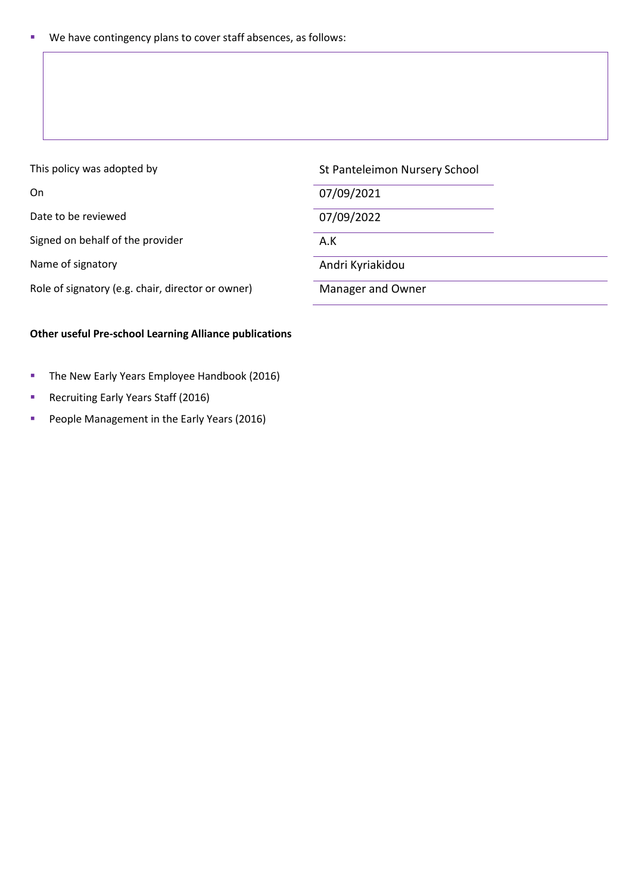- We have contingency plans to cover staff absences, as follows:

| | |
|---|---|
| This policy was adopted by | St Panteleimon Nursery School |
| On | 07/09/2021 |
| Date to be reviewed | 07/09/2022 |
| Signed on behalf of the provider | A.K |
| Name of signatory | Andri Kyriakidou |
| Role of signatory (e.g. chair, director or owner) | Manager and Owner |

**Other useful Pre-school Learning Alliance publications**

- The New Early Years Employee Handbook (2016)
- Recruiting Early Years Staff (2016)
- People Management in the Early Years (2016)